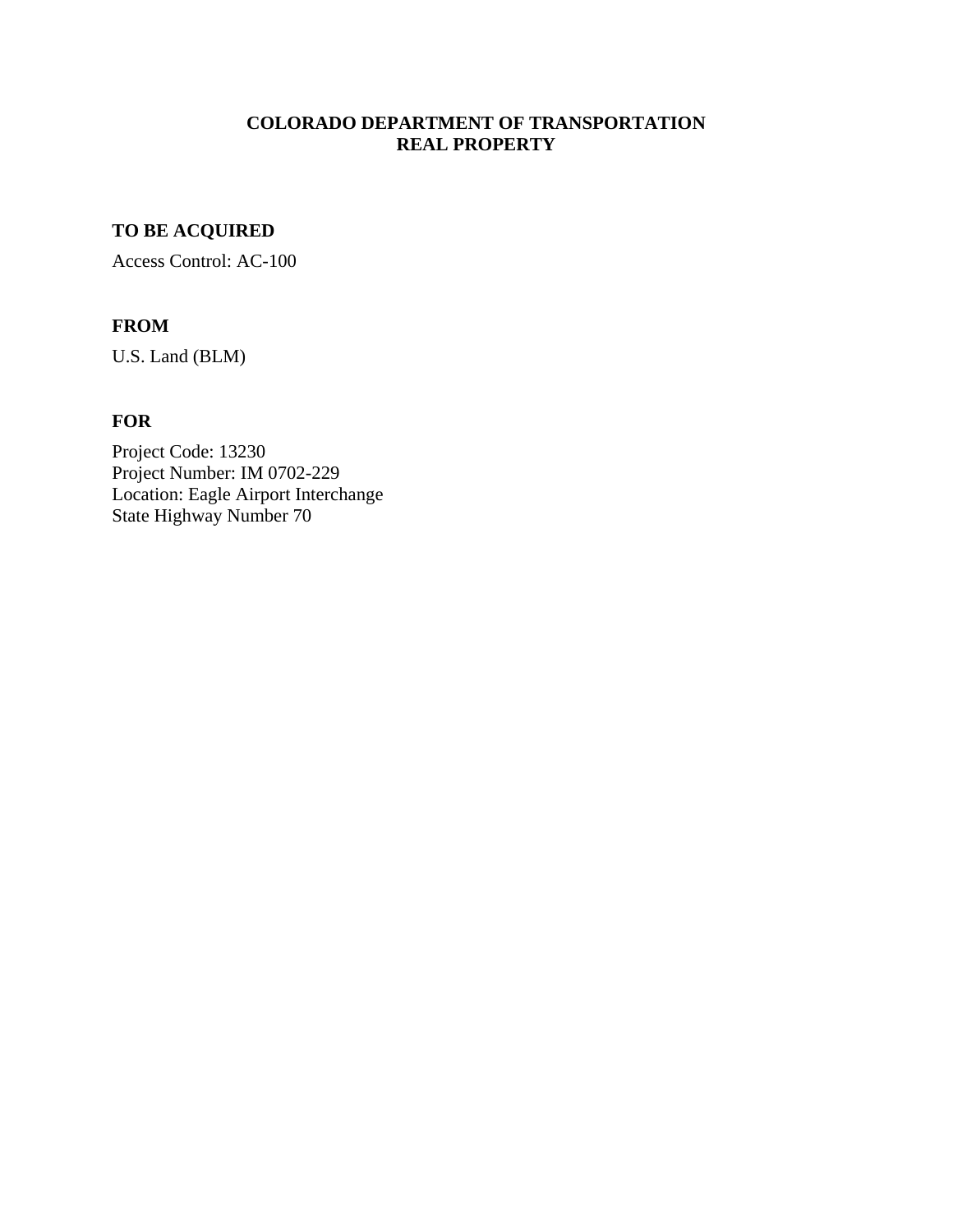# COLORADO DEPARTMENT OF TRANSPORTATION
# REAL PROPERTY

## TO BE ACQUIRED

Access Control: AC-100

## FROM

U.S. Land (BLM)

## FOR

Project Code: 13230
Project Number: IM 0702-229
Location: Eagle Airport Interchange
State Highway Number 70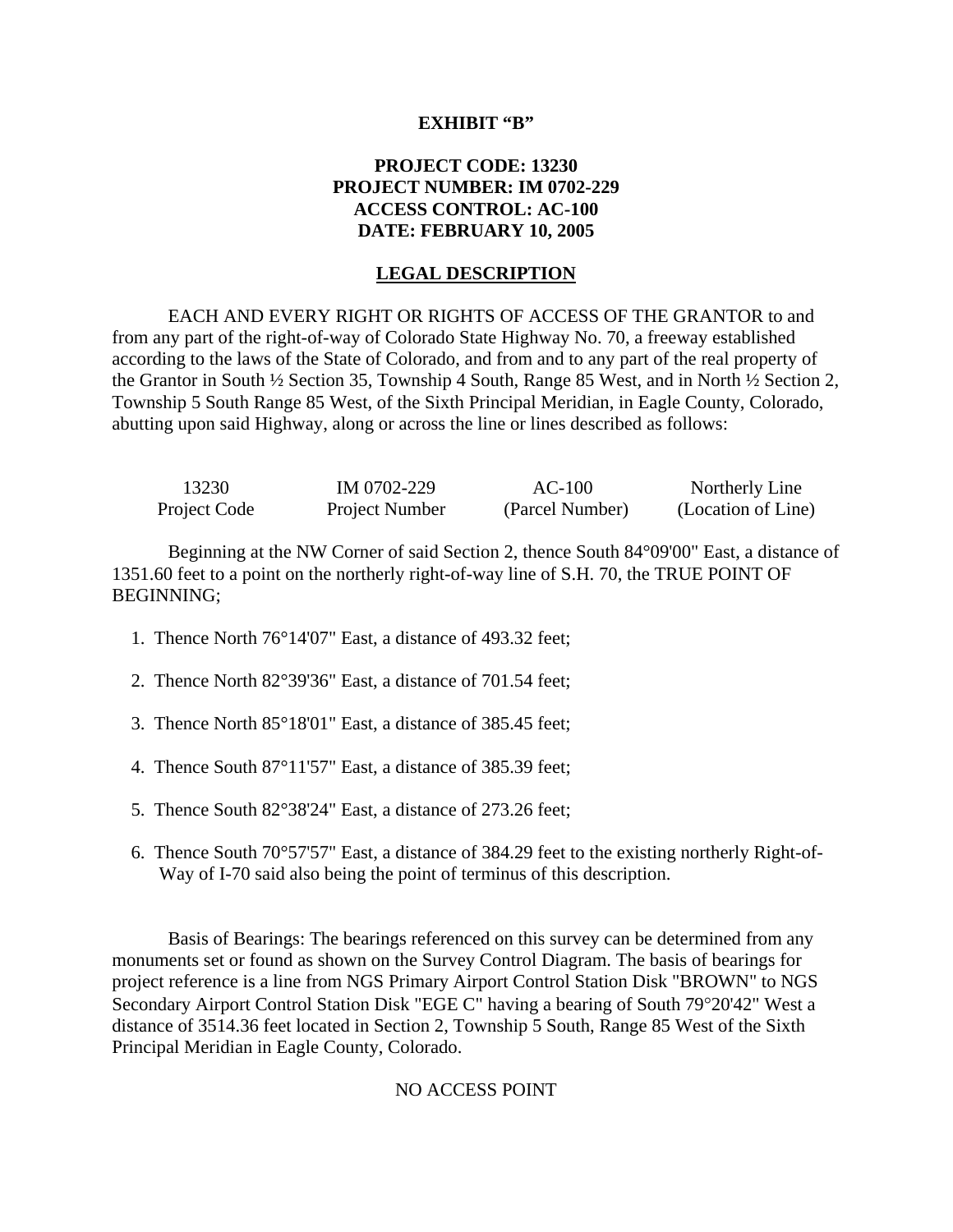**EXHIBIT "B"**

**PROJECT CODE: 13230**
**PROJECT NUMBER: IM 0702-229**
**ACCESS CONTROL: AC-100**
**DATE: FEBRUARY 10, 2005**

**LEGAL DESCRIPTION**

EACH AND EVERY RIGHT OR RIGHTS OF ACCESS OF THE GRANTOR to and from any part of the right-of-way of Colorado State Highway No. 70, a freeway established according to the laws of the State of Colorado, and from and to any part of the real property of the Grantor in South ½ Section 35, Township 4 South, Range 85 West, and in North ½ Section 2, Township 5 South Range 85 West, of the Sixth Principal Meridian, in Eagle County, Colorado, abutting upon said Highway, along or across the line or lines described as follows:

| 13230 | IM 0702-229 | AC-100 | Northerly Line |
|---|---|---|---|
| Project Code | Project Number | (Parcel Number) | (Location of Line) |

Beginning at the NW Corner of said Section 2, thence South 84°09'00" East, a distance of 1351.60 feet to a point on the northerly right-of-way line of S.H. 70, the TRUE POINT OF BEGINNING;

1. Thence North 76°14'07" East, a distance of 493.32 feet;
2. Thence North 82°39'36" East, a distance of 701.54 feet;
3. Thence North 85°18'01" East, a distance of 385.45 feet;
4. Thence South 87°11'57" East, a distance of 385.39 feet;
5. Thence South 82°38'24" East, a distance of 273.26 feet;
6. Thence South 70°57'57" East, a distance of 384.29 feet to the existing northerly Right-of-Way of I-70 said also being the point of terminus of this description.

Basis of Bearings: The bearings referenced on this survey can be determined from any monuments set or found as shown on the Survey Control Diagram. The basis of bearings for project reference is a line from NGS Primary Airport Control Station Disk "BROWN" to NGS Secondary Airport Control Station Disk "EGE C" having a bearing of South 79°20'42" West a distance of 3514.36 feet located in Section 2, Township 5 South, Range 85 West of the Sixth Principal Meridian in Eagle County, Colorado.

NO ACCESS POINT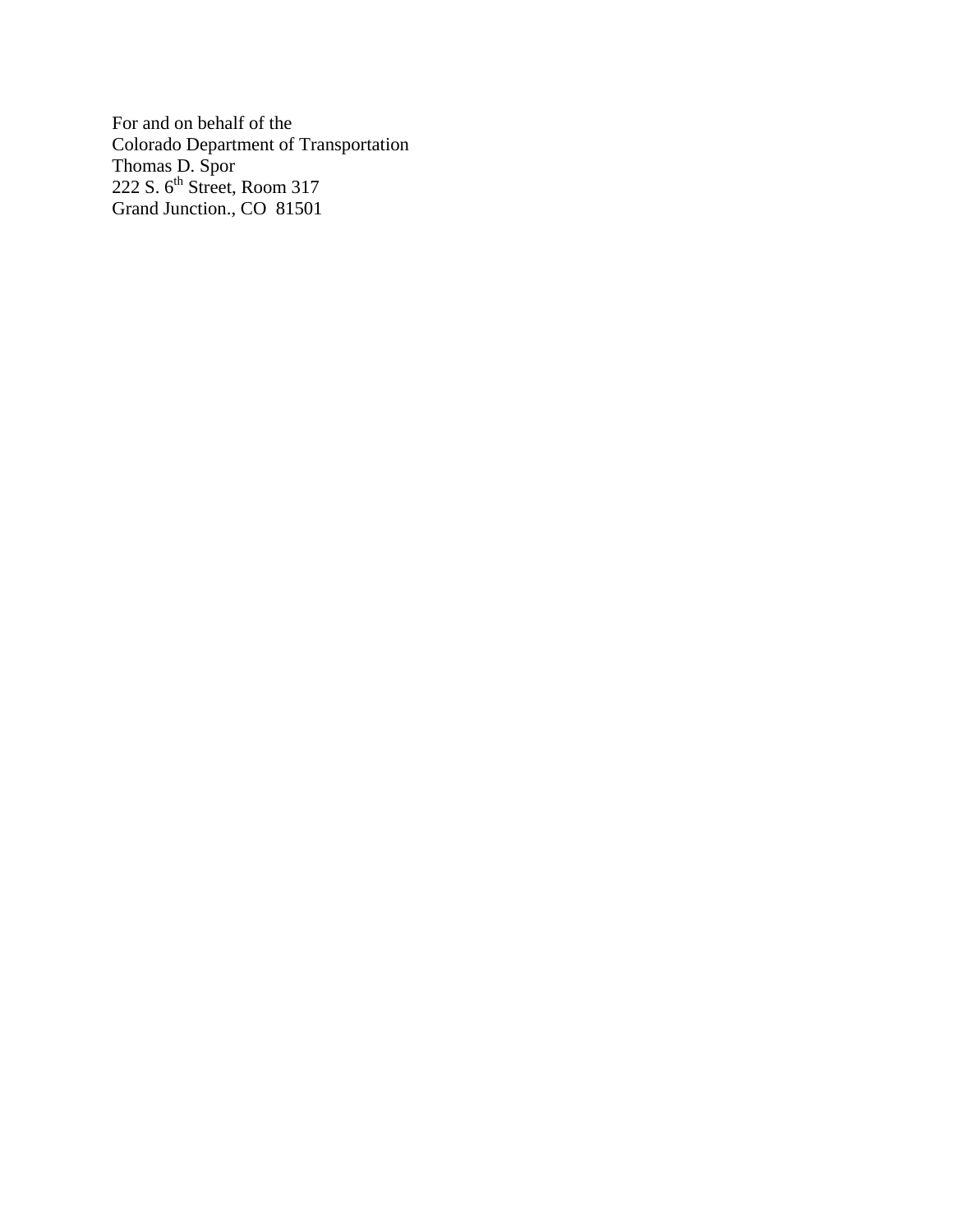For and on behalf of the
Colorado Department of Transportation
Thomas D. Spor
222 S. 6th Street, Room 317
Grand Junction., CO  81501